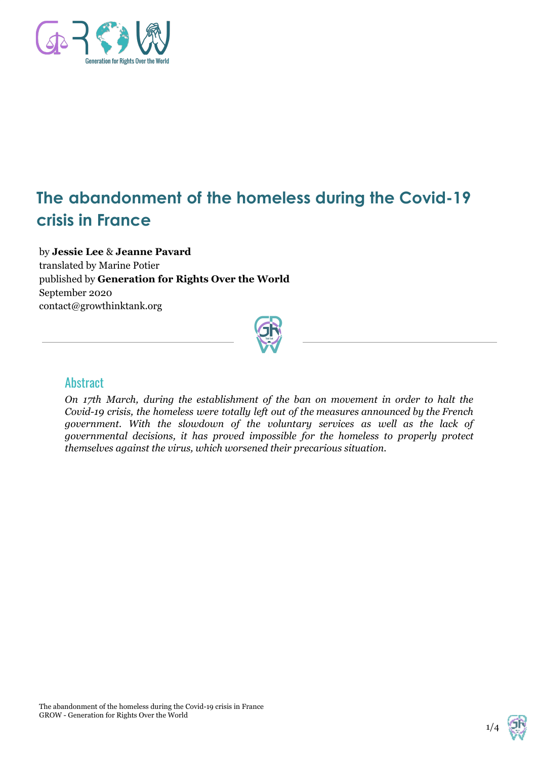# The abandonment of the homeless during the Covid-19 crisis in France

by **Jessie Lee** & **Jeanne Pavard**
translated by Marine Potier
published by **Generation for Rights Over the World**
September 2020
contact@growthinktank.org

## Abstract

*On 17th March, during the establishment of the ban on movement in order to halt the Covid-19 crisis, the homeless were totally left out of the measures announced by the French government. With the slowdown of the voluntary services as well as the lack of governmental decisions, it has proved impossible for the homeless to properly protect themselves against the virus, which worsened their precarious situation.*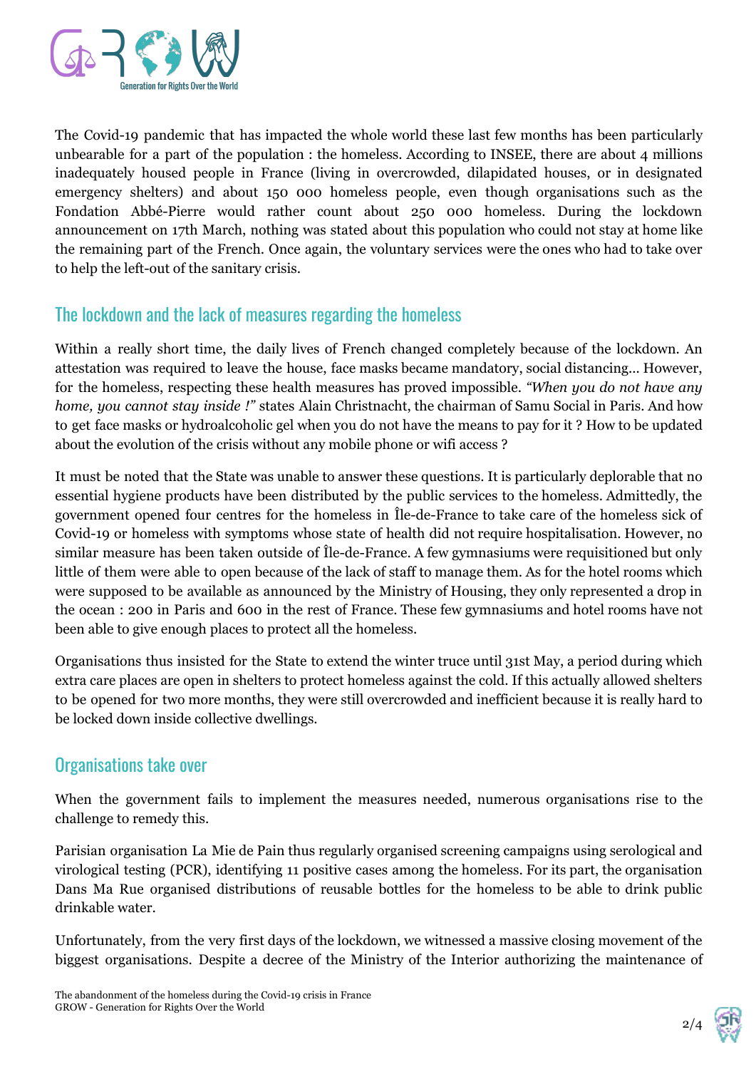The Covid-19 pandemic that has impacted the whole world these last few months has been particularly unbearable for a part of the population : the homeless. According to INSEE, there are about 4 millions inadequately housed people in France (living in overcrowded, dilapidated houses, or in designated emergency shelters) and about 150 000 homeless people, even though organisations such as the Fondation Abbé-Pierre would rather count about 250 000 homeless. During the lockdown announcement on 17th March, nothing was stated about this population who could not stay at home like the remaining part of the French. Once again, the voluntary services were the ones who had to take over to help the left-out of the sanitary crisis.

## The lockdown and the lack of measures regarding the homeless

Within a really short time, the daily lives of French changed completely because of the lockdown. An attestation was required to leave the house, face masks became mandatory, social distancing... However, for the homeless, respecting these health measures has proved impossible. *"When you do not have any home, you cannot stay inside !"* states Alain Christnacht, the chairman of Samu Social in Paris. And how to get face masks or hydroalcoholic gel when you do not have the means to pay for it ? How to be updated about the evolution of the crisis without any mobile phone or wifi access ?

It must be noted that the State was unable to answer these questions. It is particularly deplorable that no essential hygiene products have been distributed by the public services to the homeless. Admittedly, the government opened four centres for the homeless in Île-de-France to take care of the homeless sick of Covid-19 or homeless with symptoms whose state of health did not require hospitalisation. However, no similar measure has been taken outside of Île-de-France. A few gymnasiums were requisitioned but only little of them were able to open because of the lack of staff to manage them. As for the hotel rooms which were supposed to be available as announced by the Ministry of Housing, they only represented a drop in the ocean : 200 in Paris and 600 in the rest of France. These few gymnasiums and hotel rooms have not been able to give enough places to protect all the homeless.

Organisations thus insisted for the State to extend the winter truce until 31st May, a period during which extra care places are open in shelters to protect homeless against the cold. If this actually allowed shelters to be opened for two more months, they were still overcrowded and inefficient because it is really hard to be locked down inside collective dwellings.

## Organisations take over

When the government fails to implement the measures needed, numerous organisations rise to the challenge to remedy this.

Parisian organisation La Mie de Pain thus regularly organised screening campaigns using serological and virological testing (PCR), identifying 11 positive cases among the homeless. For its part, the organisation Dans Ma Rue organised distributions of reusable bottles for the homeless to be able to drink public drinkable water.

Unfortunately, from the very first days of the lockdown, we witnessed a massive closing movement of the biggest organisations. Despite a decree of the Ministry of the Interior authorizing the maintenance of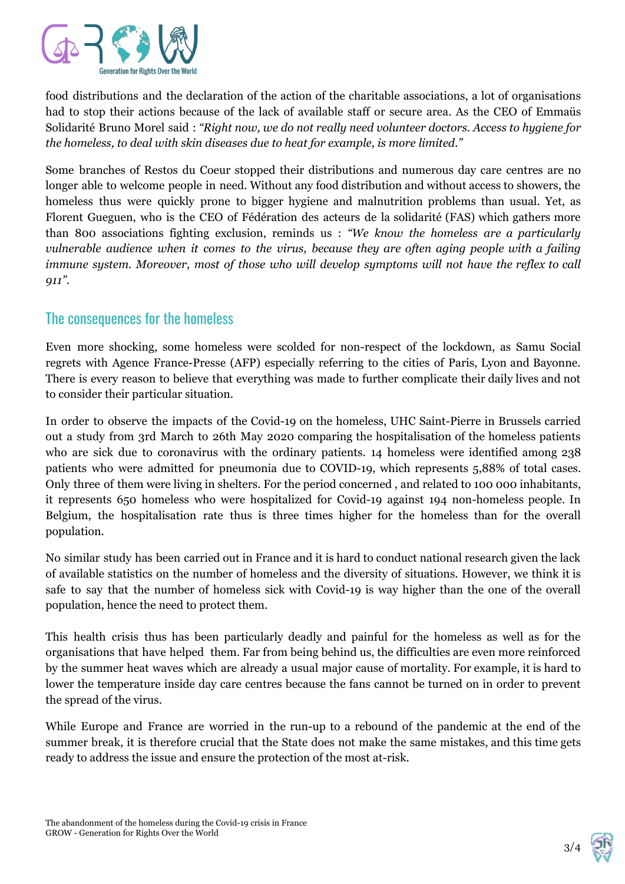food distributions and the declaration of the action of the charitable associations, a lot of organisations had to stop their actions because of the lack of available staff or secure area. As the CEO of Emmaüs Solidarité Bruno Morel said : *"Right now, we do not really need volunteer doctors. Access to hygiene for the homeless, to deal with skin diseases due to heat for example, is more limited."*

Some branches of Restos du Coeur stopped their distributions and numerous day care centres are no longer able to welcome people in need. Without any food distribution and without access to showers, the homeless thus were quickly prone to bigger hygiene and malnutrition problems than usual. Yet, as Florent Gueguen, who is the CEO of Fédération des acteurs de la solidarité (FAS) which gathers more than 800 associations fighting exclusion, reminds us : *"We know the homeless are a particularly vulnerable audience when it comes to the virus, because they are often aging people with a failing immune system. Moreover, most of those who will develop symptoms will not have the reflex to call 911".*

## The consequences for the homeless

Even more shocking, some homeless were scolded for non-respect of the lockdown, as Samu Social regrets with Agence France-Presse (AFP) especially referring to the cities of Paris, Lyon and Bayonne. There is every reason to believe that everything was made to further complicate their daily lives and not to consider their particular situation.

In order to observe the impacts of the Covid-19 on the homeless, UHC Saint-Pierre in Brussels carried out a study from 3rd March to 26th May 2020 comparing the hospitalisation of the homeless patients who are sick due to coronavirus with the ordinary patients. 14 homeless were identified among 238 patients who were admitted for pneumonia due to COVID-19, which represents 5,88% of total cases. Only three of them were living in shelters. For the period concerned , and related to 100 000 inhabitants, it represents 650 homeless who were hospitalized for Covid-19 against 194 non-homeless people. In Belgium, the hospitalisation rate thus is three times higher for the homeless than for the overall population.

No similar study has been carried out in France and it is hard to conduct national research given the lack of available statistics on the number of homeless and the diversity of situations. However, we think it is safe to say that the number of homeless sick with Covid-19 is way higher than the one of the overall population, hence the need to protect them.

This health crisis thus has been particularly deadly and painful for the homeless as well as for the organisations that have helped them. Far from being behind us, the difficulties are even more reinforced by the summer heat waves which are already a usual major cause of mortality. For example, it is hard to lower the temperature inside day care centres because the fans cannot be turned on in order to prevent the spread of the virus.

While Europe and France are worried in the run-up to a rebound of the pandemic at the end of the summer break, it is therefore crucial that the State does not make the same mistakes, and this time gets ready to address the issue and ensure the protection of the most at-risk.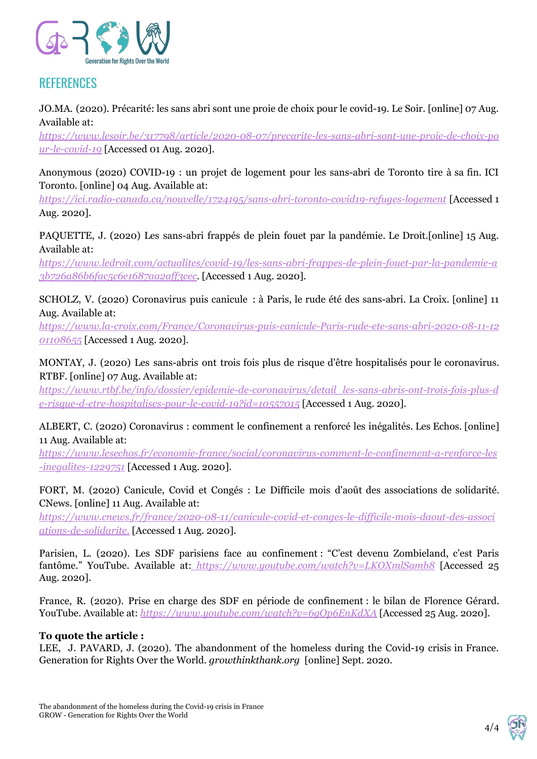## REFERENCES

JO.MA. (2020). Précarité: les sans abri sont une proie de choix pour le covid-19. Le Soir. [online] 07 Aug. Available at: https://www.lesoir.be/317798/article/2020-08-07/precarite-les-sans-abri-sont-une-proie-de-choix-pour-le-covid-19 [Accessed 01 Aug. 2020].

Anonymous (2020) COVID-19 : un projet de logement pour les sans-abri de Toronto tire à sa fin. ICI Toronto. [online] 04 Aug. Available at: https://ici.radio-canada.ca/nouvelle/1724195/sans-abri-toronto-covid19-refuges-logement [Accessed 1 Aug. 2020].

PAQUETTE, J. (2020) Les sans-abri frappés de plein fouet par la pandémie. Le Droit.[online] 15 Aug. Available at: https://www.ledroit.com/actualites/covid-19/les-sans-abri-frappes-de-plein-fouet-par-la-pandemie-a3b726a86b6fac5c6e1687aa2aff3cec. [Accessed 1 Aug. 2020].

SCHOLZ, V. (2020) Coronavirus puis canicule : à Paris, le rude été des sans-abri. La Croix. [online] 11 Aug. Available at: https://www.la-croix.com/France/Coronavirus-puis-canicule-Paris-rude-ete-sans-abri-2020-08-11-1201108655 [Accessed 1 Aug. 2020].

MONTAY, J. (2020) Les sans-abris ont trois fois plus de risque d'être hospitalisés pour le coronavirus. RTBF. [online] 07 Aug. Available at: https://www.rtbf.be/info/dossier/epidemie-de-coronavirus/detail_les-sans-abris-ont-trois-fois-plus-de-risque-d-etre-hospitalises-pour-le-covid-19?id=10557015 [Accessed 1 Aug. 2020].

ALBERT, C. (2020) Coronavirus : comment le confinement a renforcé les inégalités. Les Echos. [online] 11 Aug. Available at: https://www.lesechos.fr/economie-france/social/coronavirus-comment-le-confinement-a-renforce-les-inegalites-1229751 [Accessed 1 Aug. 2020].

FORT, M. (2020) Canicule, Covid et Congés : Le Difficile mois d'août des associations de solidarité. CNews. [online] 11 Aug. Available at: https://www.cnews.fr/france/2020-08-11/canicule-covid-et-conges-le-difficile-mois-daout-des-associations-de-solidarite. [Accessed 1 Aug. 2020].

Parisien, L. (2020). Les SDF parisiens face au confinement : "C'est devenu Zombieland, c'est Paris fantôme." YouTube. Available at: https://www.youtube.com/watch?v=LKOXmlSamb8 [Accessed 25 Aug. 2020].

France, R. (2020). Prise en charge des SDF en période de confinement : le bilan de Florence Gérard. YouTube. Available at: https://www.youtube.com/watch?v=6gOp6EnKdXA [Accessed 25 Aug. 2020].

**To quote the article :**
LEE, J. PAVARD, J. (2020). The abandonment of the homeless during the Covid-19 crisis in France. Generation for Rights Over the World. *growthinkthank.org* [online] Sept. 2020.